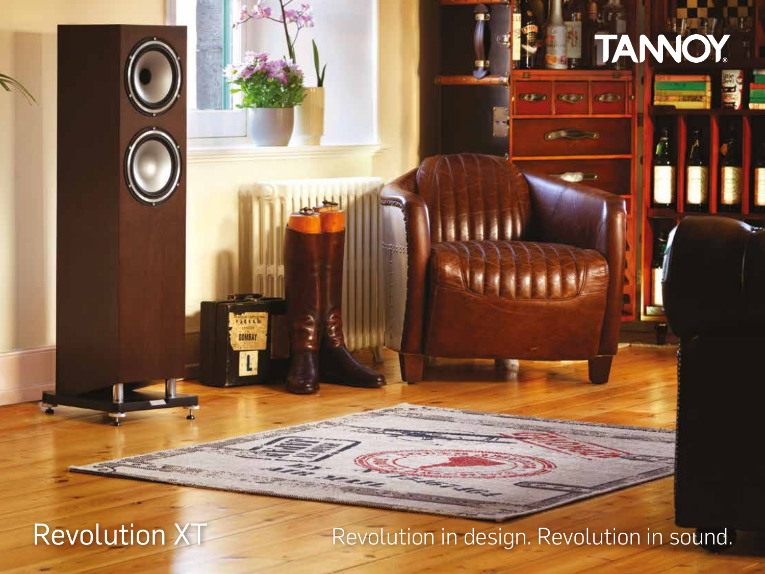TANNOY

# Revolution XT

Revolution in design. Revolution in sound.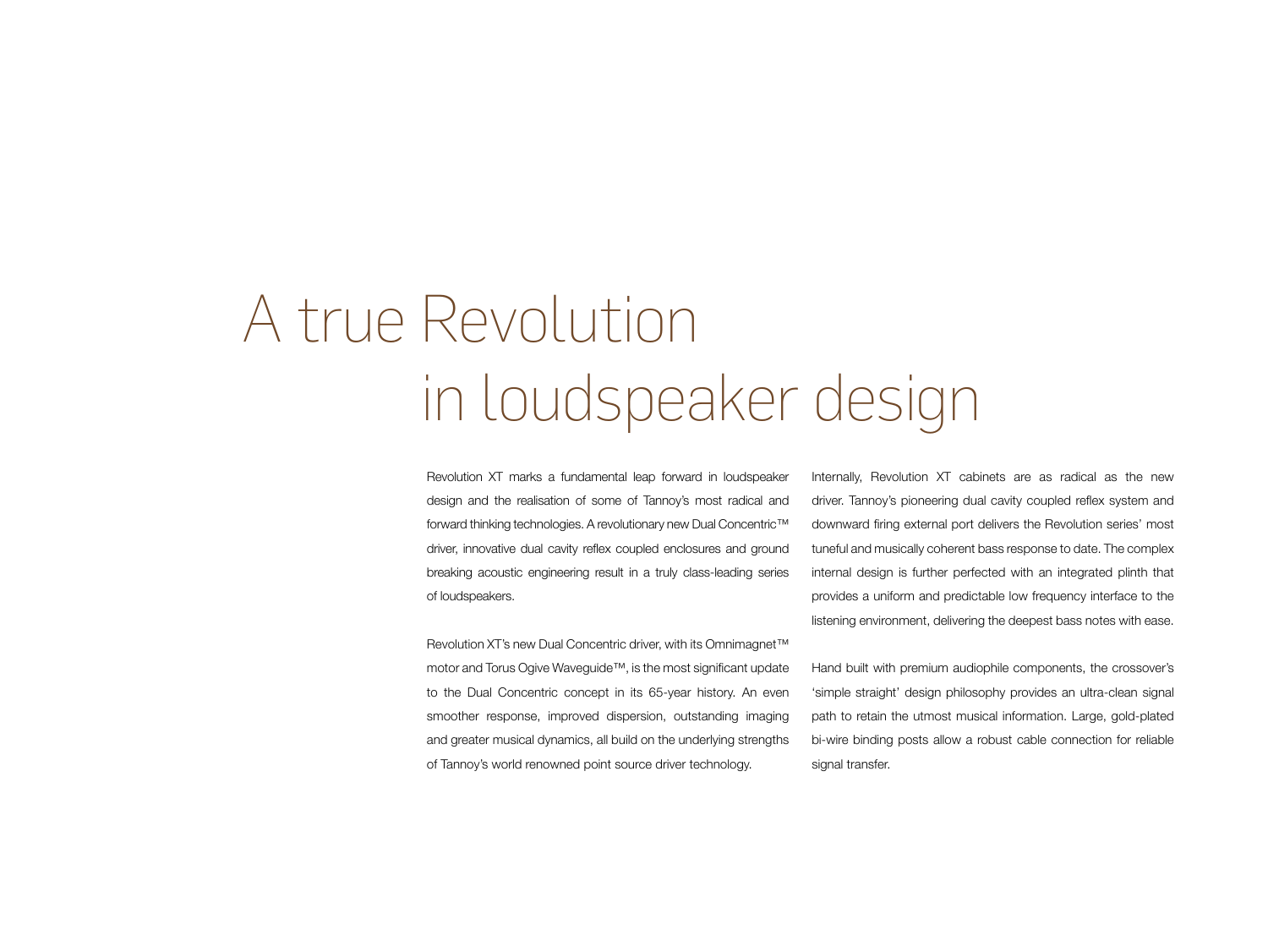# A true Revolution in loudspeaker design

Revolution XT marks a fundamental leap forward in loudspeaker design and the realisation of some of Tannoy's most radical and forward thinking technologies. A revolutionary new Dual Concentric™ driver, innovative dual cavity reflex coupled enclosures and ground breaking acoustic engineering result in a truly class-leading series of loudspeakers.

Revolution XT's new Dual Concentric driver, with its Omnimagnet™ motor and Torus Ogive Waveguide™, is the most significant update to the Dual Concentric concept in its 65-year history. An even smoother response, improved dispersion, outstanding imaging and greater musical dynamics, all build on the underlying strengths of Tannoy's world renowned point source driver technology.

Internally, Revolution XT cabinets are as radical as the new driver. Tannoy's pioneering dual cavity coupled reflex system and downward firing external port delivers the Revolution series' most tuneful and musically coherent bass response to date. The complex internal design is further perfected with an integrated plinth that provides a uniform and predictable low frequency interface to the listening environment, delivering the deepest bass notes with ease.

Hand built with premium audiophile components, the crossover's 'simple straight' design philosophy provides an ultra-clean signal path to retain the utmost musical information. Large, gold-plated bi-wire binding posts allow a robust cable connection for reliable signal transfer.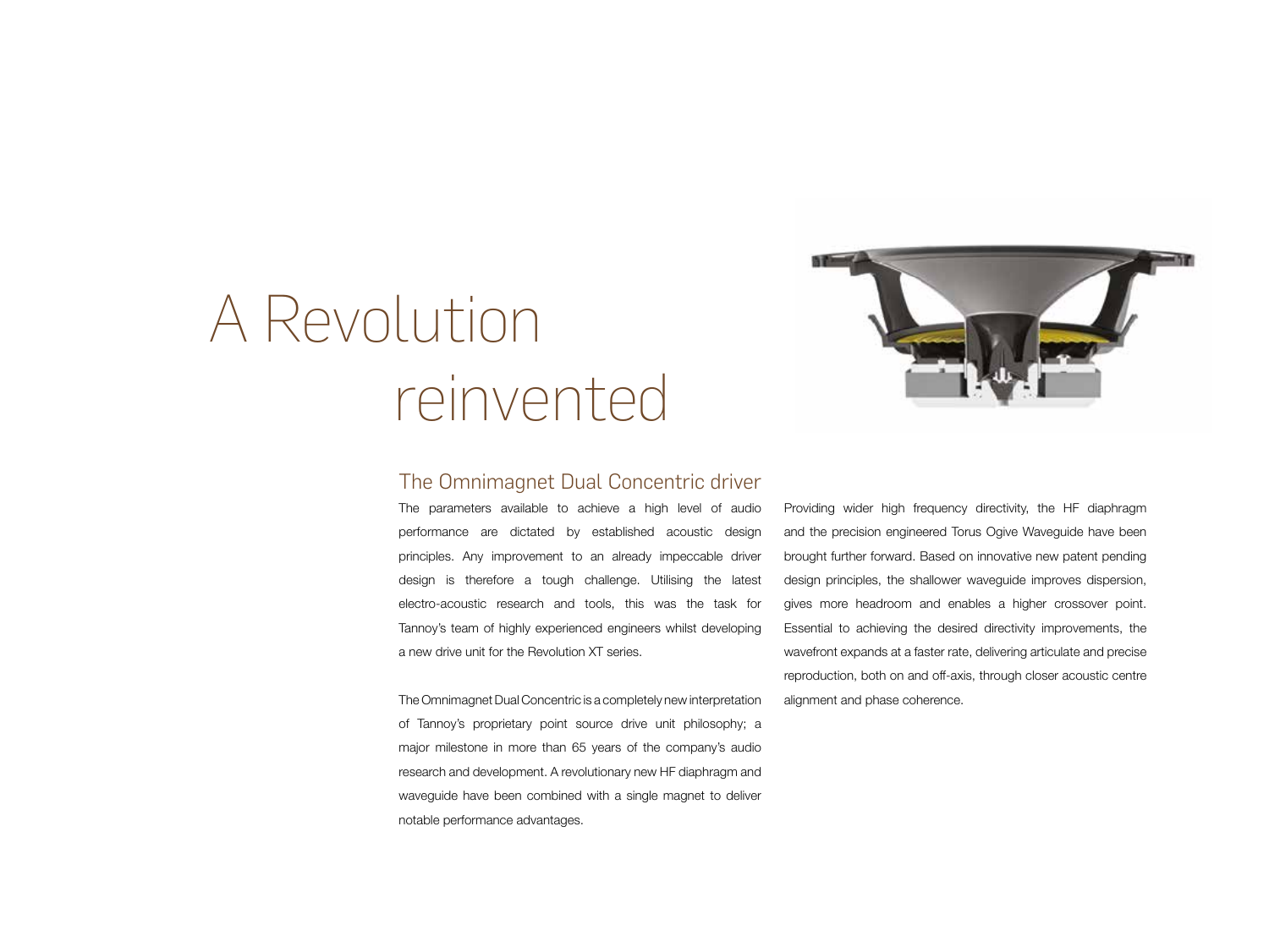# A Revolution reinvented

## The Omnimagnet Dual Concentric driver

The parameters available to achieve a high level of audio performance are dictated by established acoustic design principles. Any improvement to an already impeccable driver design is therefore a tough challenge. Utilising the latest electro-acoustic research and tools, this was the task for Tannoy's team of highly experienced engineers whilst developing a new drive unit for the Revolution XT series.

The Omnimagnet Dual Concentric is a completely new interpretation of Tannoy's proprietary point source drive unit philosophy; a major milestone in more than 65 years of the company's audio research and development. A revolutionary new HF diaphragm and waveguide have been combined with a single magnet to deliver notable performance advantages.

Providing wider high frequency directivity, the HF diaphragm and the precision engineered Torus Ogive Waveguide have been brought further forward. Based on innovative new patent pending design principles, the shallower waveguide improves dispersion, gives more headroom and enables a higher crossover point. Essential to achieving the desired directivity improvements, the wavefront expands at a faster rate, delivering articulate and precise reproduction, both on and off-axis, through closer acoustic centre alignment and phase coherence.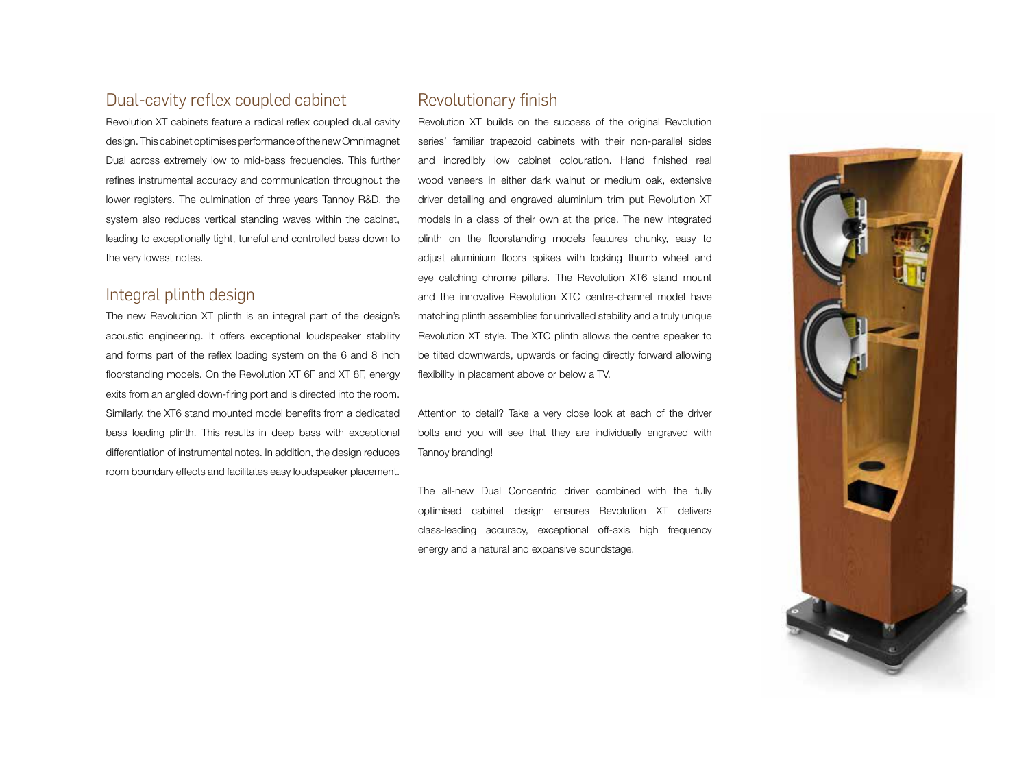## Dual-cavity reflex coupled cabinet

Revolution XT cabinets feature a radical reflex coupled dual cavity design. This cabinet optimises performance of the new Omnimagnet Dual across extremely low to mid-bass frequencies. This further refines instrumental accuracy and communication throughout the lower registers. The culmination of three years Tannoy R&D, the system also reduces vertical standing waves within the cabinet, leading to exceptionally tight, tuneful and controlled bass down to the very lowest notes.

## Integral plinth design

The new Revolution XT plinth is an integral part of the design's acoustic engineering. It offers exceptional loudspeaker stability and forms part of the reflex loading system on the 6 and 8 inch floorstanding models. On the Revolution XT 6F and XT 8F, energy exits from an angled down-firing port and is directed into the room. Similarly, the XT6 stand mounted model benefits from a dedicated bass loading plinth. This results in deep bass with exceptional differentiation of instrumental notes. In addition, the design reduces room boundary effects and facilitates easy loudspeaker placement.

## Revolutionary finish

Revolution XT builds on the success of the original Revolution series' familiar trapezoid cabinets with their non-parallel sides and incredibly low cabinet colouration. Hand finished real wood veneers in either dark walnut or medium oak, extensive driver detailing and engraved aluminium trim put Revolution XT models in a class of their own at the price. The new integrated plinth on the floorstanding models features chunky, easy to adjust aluminium floors spikes with locking thumb wheel and eye catching chrome pillars. The Revolution XT6 stand mount and the innovative Revolution XTC centre-channel model have matching plinth assemblies for unrivalled stability and a truly unique Revolution XT style. The XTC plinth allows the centre speaker to be tilted downwards, upwards or facing directly forward allowing flexibility in placement above or below a TV.

Attention to detail? Take a very close look at each of the driver bolts and you will see that they are individually engraved with Tannoy branding!

The all-new Dual Concentric driver combined with the fully optimised cabinet design ensures Revolution XT delivers class-leading accuracy, exceptional off-axis high frequency energy and a natural and expansive soundstage.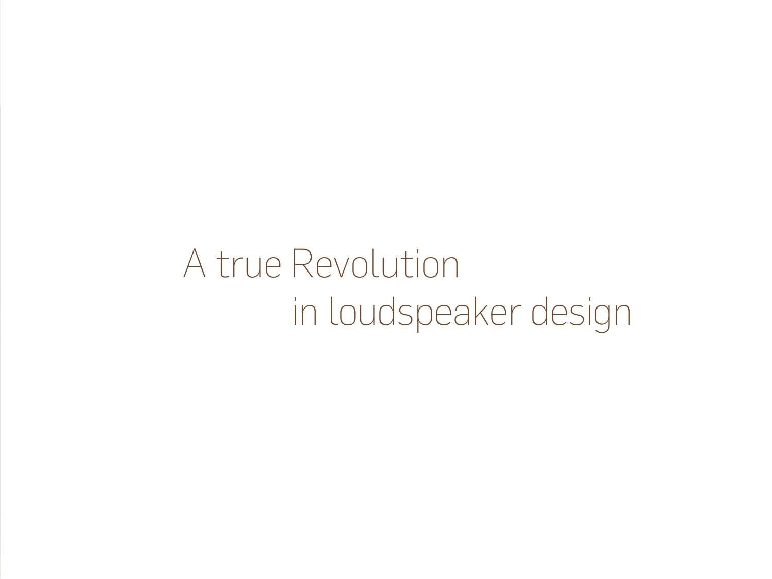A true Revolution
in loudspeaker design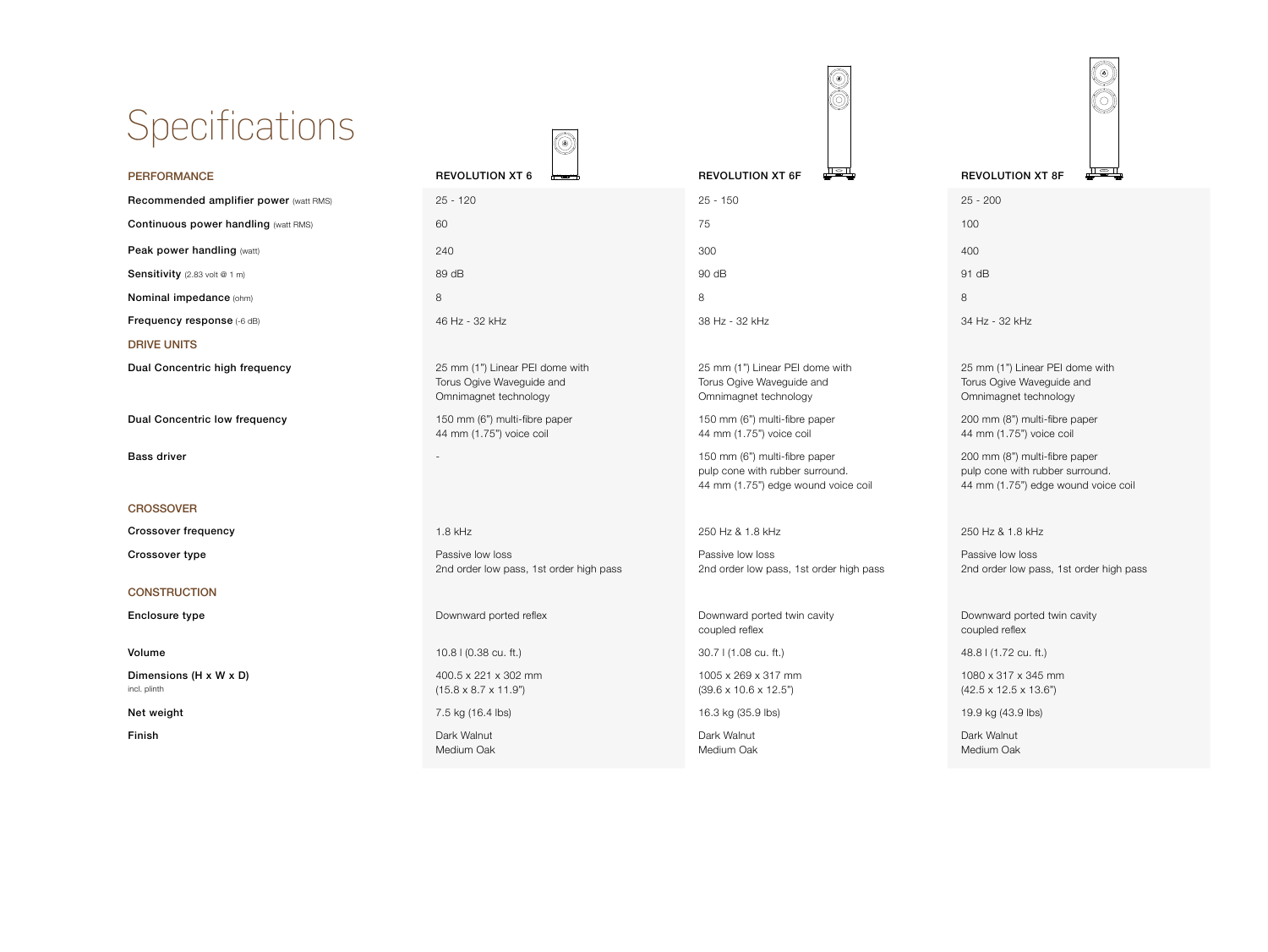# Specifications

| PERFORMANCE | REVOLUTION XT 6 | REVOLUTION XT 6F | REVOLUTION XT 8F |
|---|---|---|---|
| **Recommended amplifier power** (watt RMS) | 25 - 120 | 25 - 150 | 25 - 200 |
| **Continuous power handling** (watt RMS) | 60 | 75 | 100 |
| **Peak power handling** (watt) | 240 | 300 | 400 |
| **Sensitivity** (2.83 volt @ 1 m) | 89 dB | 90 dB | 91 dB |
| **Nominal impedance** (ohm) | 8 | 8 | 8 |
| **Frequency response** (-6 dB) | 46 Hz - 32 kHz | 38 Hz - 32 kHz | 34 Hz - 32 kHz |
| **DRIVE UNITS** | | | |
| **Dual Concentric high frequency** | 25 mm (1") Linear PEI dome with Torus Ogive Waveguide and Omnimagnet technology | 25 mm (1") Linear PEI dome with Torus Ogive Waveguide and Omnimagnet technology | 25 mm (1") Linear PEI dome with Torus Ogive Waveguide and Omnimagnet technology |
| **Dual Concentric low frequency** | 150 mm (6") multi-fibre paper 44 mm (1.75") voice coil | 150 mm (6") multi-fibre paper 44 mm (1.75") voice coil | 200 mm (8") multi-fibre paper 44 mm (1.75") voice coil |
| **Bass driver** | - | 150 mm (6") multi-fibre paper pulp cone with rubber surround. 44 mm (1.75") edge wound voice coil | 200 mm (8") multi-fibre paper pulp cone with rubber surround. 44 mm (1.75") edge wound voice coil |
| **CROSSOVER** | | | |
| **Crossover frequency** | 1.8 kHz | 250 Hz & 1.8 kHz | 250 Hz & 1.8 kHz |
| **Crossover type** | Passive low loss 2nd order low pass, 1st order high pass | Passive low loss 2nd order low pass, 1st order high pass | Passive low loss 2nd order low pass, 1st order high pass |
| **CONSTRUCTION** | | | |
| **Enclosure type** | Downward ported reflex | Downward ported twin cavity coupled reflex | Downward ported twin cavity coupled reflex |
| **Volume** | 10.8 l (0.38 cu. ft.) | 30.7 l (1.08 cu. ft.) | 48.8 l (1.72 cu. ft.) |
| **Dimensions (H x W x D)** incl. plinth | 400.5 x 221 x 302 mm (15.8 x 8.7 x 11.9") | 1005 x 269 x 317 mm (39.6 x 10.6 x 12.5") | 1080 x 317 x 345 mm (42.5 x 12.5 x 13.6") |
| **Net weight** | 7.5 kg (16.4 lbs) | 16.3 kg (35.9 lbs) | 19.9 kg (43.9 lbs) |
| **Finish** | Dark Walnut Medium Oak | Dark Walnut Medium Oak | Dark Walnut Medium Oak |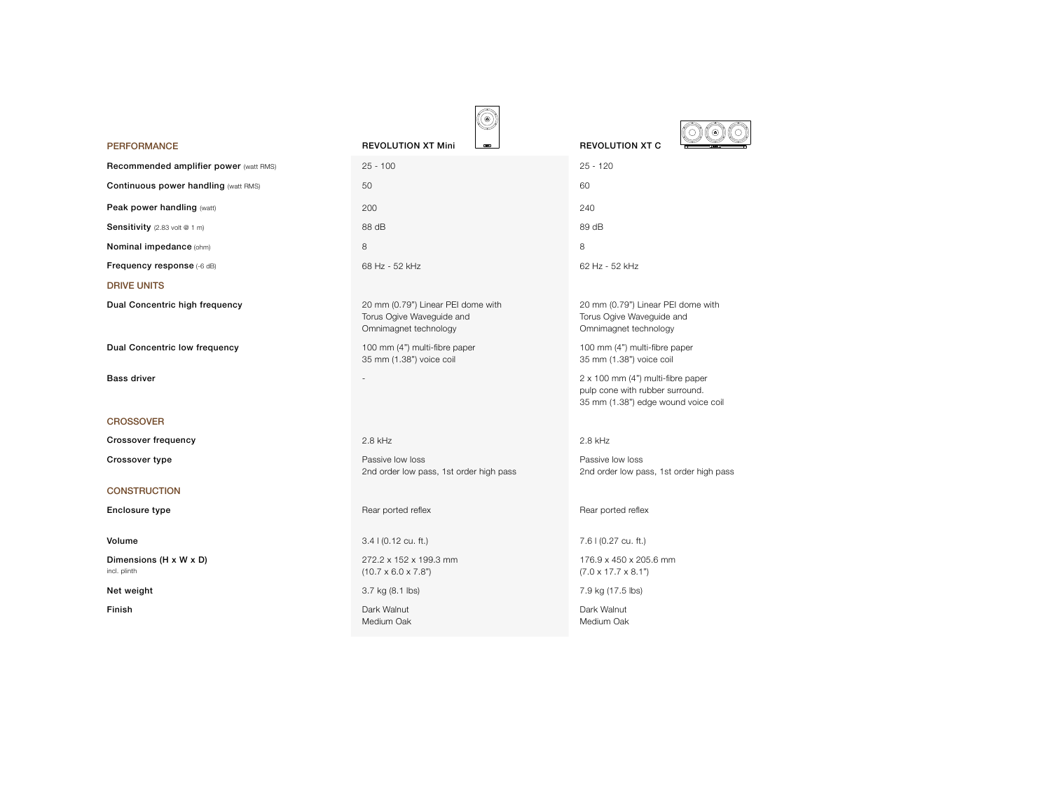| PERFORMANCE | REVOLUTION XT Mini | REVOLUTION XT C |
|---|---|---|
| **Recommended amplifier power** (watt RMS) | 25 - 100 | 25 - 120 |
| **Continuous power handling** (watt RMS) | 50 | 60 |
| **Peak power handling** (watt) | 200 | 240 |
| **Sensitivity** (2.83 volt @ 1 m) | 88 dB | 89 dB |
| **Nominal impedance** (ohm) | 8 | 8 |
| **Frequency response** (-6 dB) | 68 Hz - 52 kHz | 62 Hz - 52 kHz |
| DRIVE UNITS | | |
| **Dual Concentric high frequency** | 20 mm (0.79") Linear PEI dome with Torus Ogive Waveguide and Omnimagnet technology | 20 mm (0.79") Linear PEI dome with Torus Ogive Waveguide and Omnimagnet technology |
| **Dual Concentric low frequency** | 100 mm (4") multi-fibre paper 35 mm (1.38") voice coil | 100 mm (4") multi-fibre paper 35 mm (1.38") voice coil |
| **Bass driver** | - | 2 x 100 mm (4") multi-fibre paper pulp cone with rubber surround. 35 mm (1.38") edge wound voice coil |
| CROSSOVER | | |
| **Crossover frequency** | 2.8 kHz | 2.8 kHz |
| **Crossover type** | Passive low loss 2nd order low pass, 1st order high pass | Passive low loss 2nd order low pass, 1st order high pass |
| CONSTRUCTION | | |
| **Enclosure type** | Rear ported reflex | Rear ported reflex |
| **Volume** | 3.4 l (0.12 cu. ft.) | 7.6 l (0.27 cu. ft.) |
| **Dimensions (H x W x D)** incl. plinth | 272.2 x 152 x 199.3 mm (10.7 x 6.0 x 7.8") | 176.9 x 450 x 205.6 mm (7.0 x 17.7 x 8.1") |
| **Net weight** | 3.7 kg (8.1 lbs) | 7.9 kg (17.5 lbs) |
| **Finish** | Dark Walnut Medium Oak | Dark Walnut Medium Oak |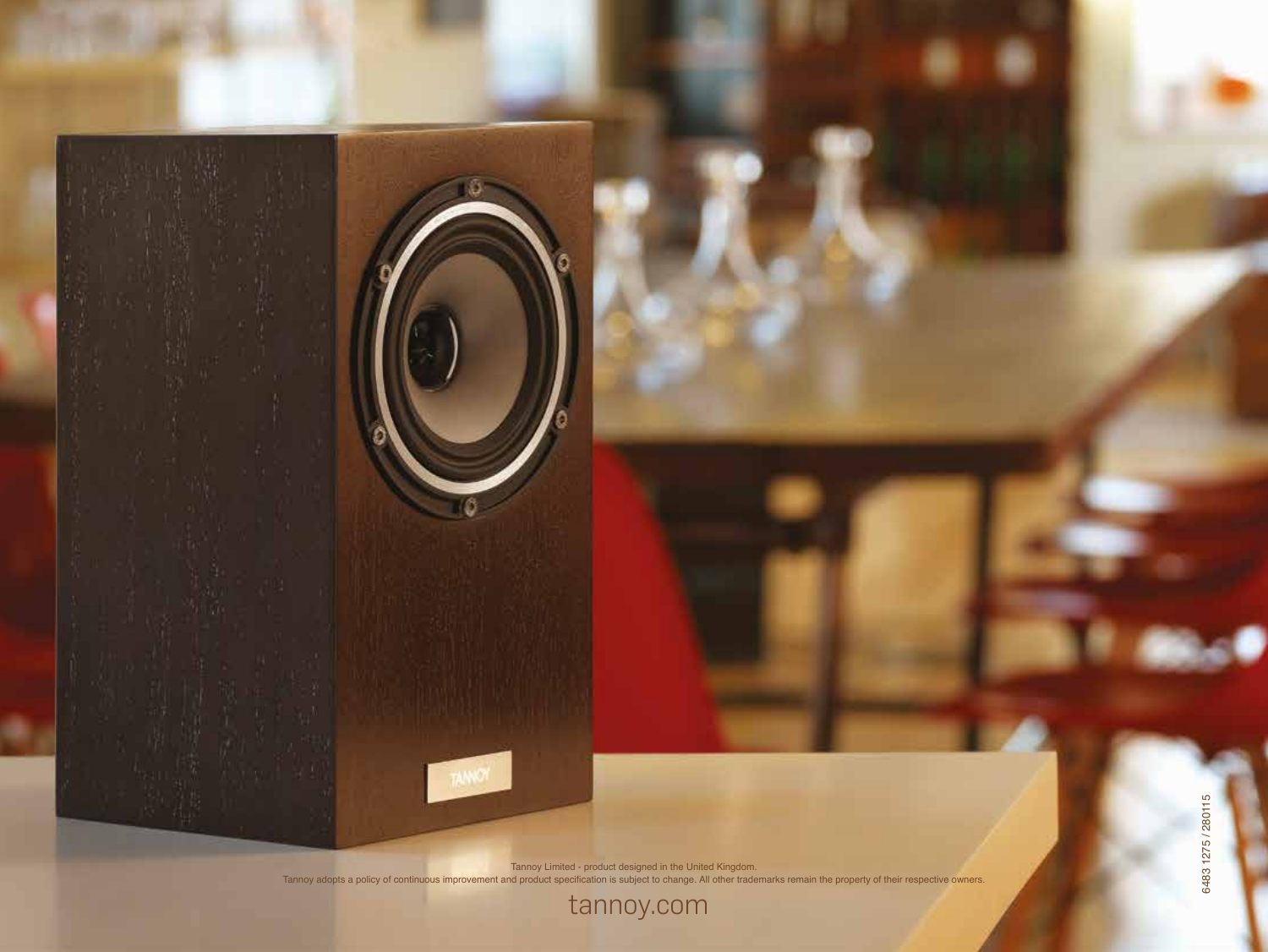Tannoy Limited - product designed in the United Kingdom.

Tannoy adopts a policy of continuous improvement and product specification is subject to change. All other trademarks remain the property of their respective owners.

tannoy.com

6483 1275 / 280115